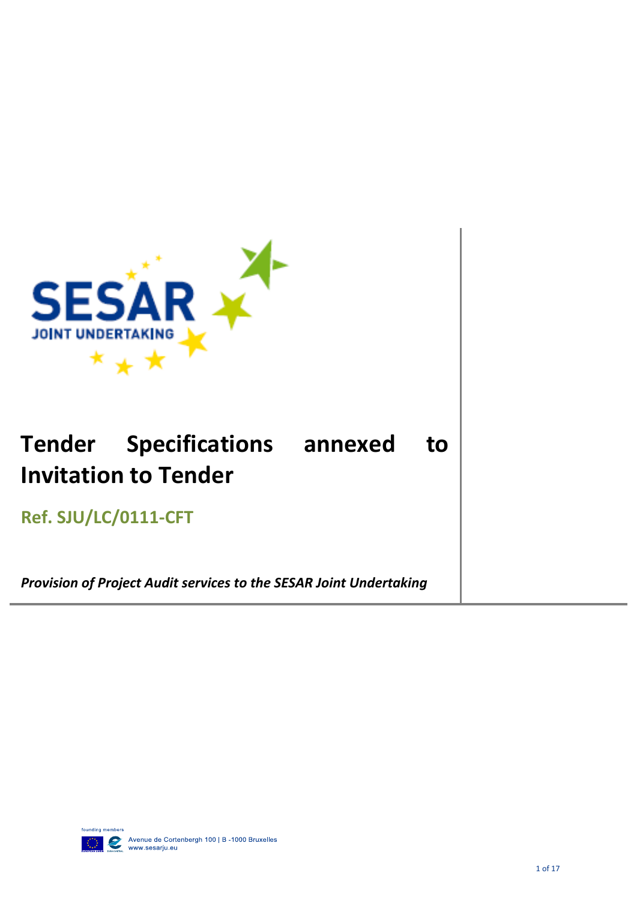# Tender Specifications annexed to Invitation to Tender

**Ref. SJU/LC/0111-CFT**

***Provision of Project Audit services to the SESAR Joint Undertaking***

founding members

Avenue de Cortenbergh 100 | B -1000 Bruxelles
www.sesarju.eu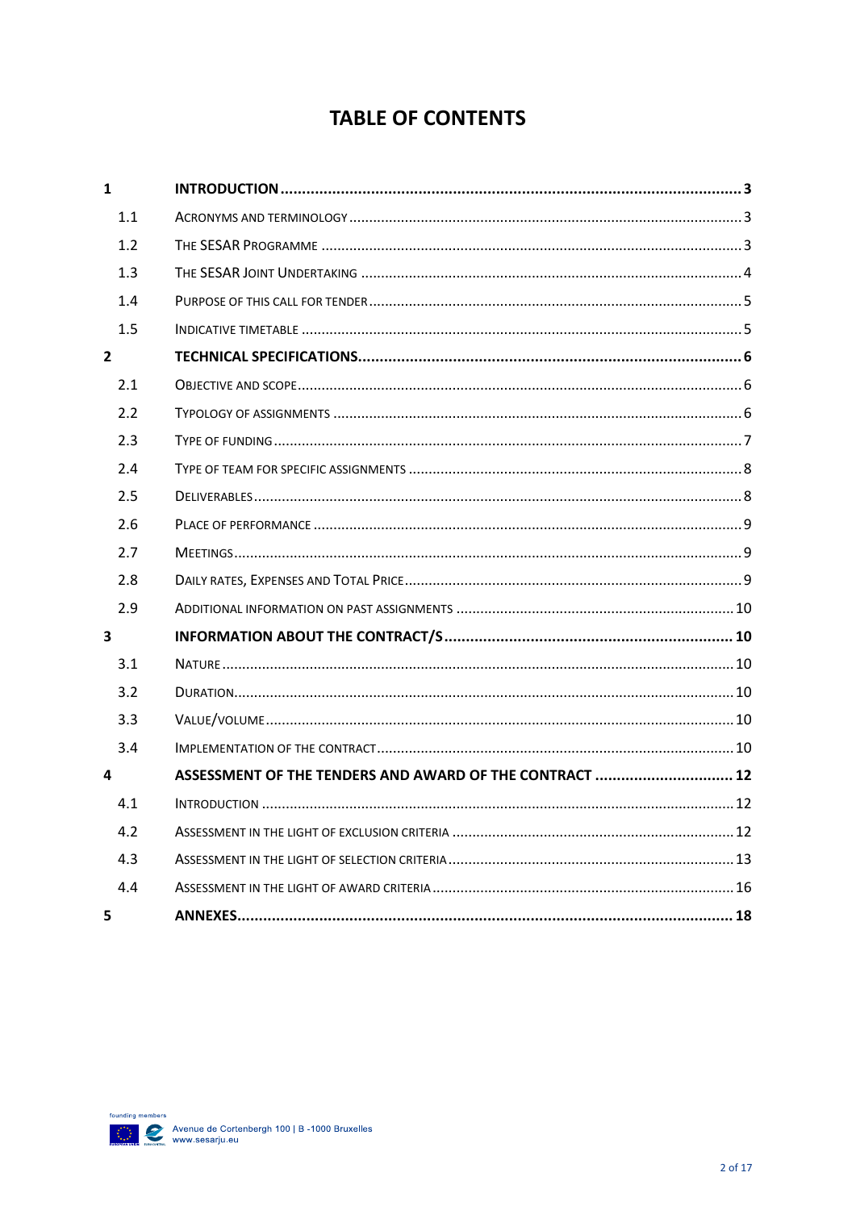# TABLE OF CONTENTS

| | | |
|---|---|---|
| **1** | **INTRODUCTION** | **3** |
| 1.1 | ACRONYMS AND TERMINOLOGY | 3 |
| 1.2 | THE SESAR PROGRAMME | 3 |
| 1.3 | THE SESAR JOINT UNDERTAKING | 4 |
| 1.4 | PURPOSE OF THIS CALL FOR TENDER | 5 |
| 1.5 | INDICATIVE TIMETABLE | 5 |
| **2** | **TECHNICAL SPECIFICATIONS** | **6** |
| 2.1 | OBJECTIVE AND SCOPE | 6 |
| 2.2 | TYPOLOGY OF ASSIGNMENTS | 6 |
| 2.3 | TYPE OF FUNDING | 7 |
| 2.4 | TYPE OF TEAM FOR SPECIFIC ASSIGNMENTS | 8 |
| 2.5 | DELIVERABLES | 8 |
| 2.6 | PLACE OF PERFORMANCE | 9 |
| 2.7 | MEETINGS | 9 |
| 2.8 | DAILY RATES, EXPENSES AND TOTAL PRICE | 9 |
| 2.9 | ADDITIONAL INFORMATION ON PAST ASSIGNMENTS | 10 |
| **3** | **INFORMATION ABOUT THE CONTRACT/S** | **10** |
| 3.1 | NATURE | 10 |
| 3.2 | DURATION | 10 |
| 3.3 | VALUE/VOLUME | 10 |
| 3.4 | IMPLEMENTATION OF THE CONTRACT | 10 |
| **4** | **ASSESSMENT OF THE TENDERS AND AWARD OF THE CONTRACT** | **12** |
| 4.1 | INTRODUCTION | 12 |
| 4.2 | ASSESSMENT IN THE LIGHT OF EXCLUSION CRITERIA | 12 |
| 4.3 | ASSESSMENT IN THE LIGHT OF SELECTION CRITERIA | 13 |
| 4.4 | ASSESSMENT IN THE LIGHT OF AWARD CRITERIA | 16 |
| **5** | **ANNEXES** | **18** |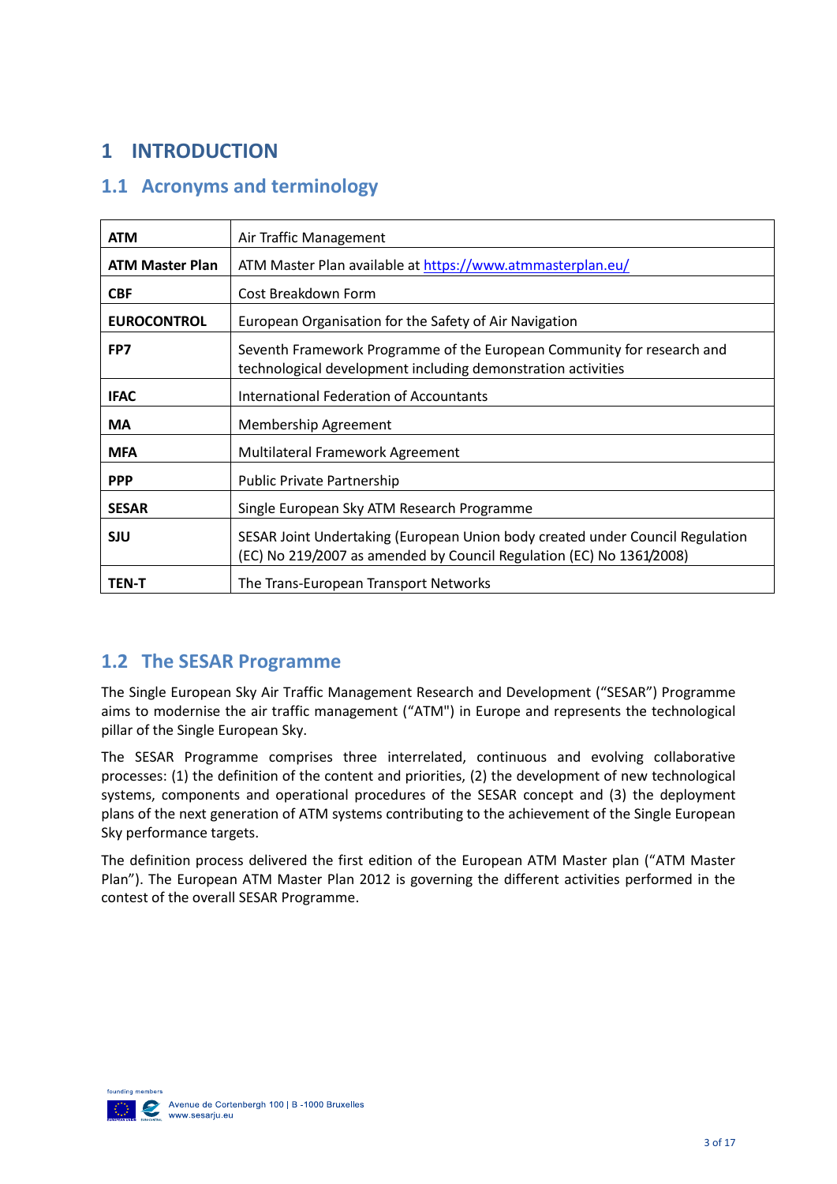# 1 INTRODUCTION

## 1.1 Acronyms and terminology

| | |
|---|---|
| **ATM** | Air Traffic Management |
| **ATM Master Plan** | ATM Master Plan available at [https://www.atmmasterplan.eu/](https://www.atmmasterplan.eu/) |
| **CBF** | Cost Breakdown Form |
| **EUROCONTROL** | European Organisation for the Safety of Air Navigation |
| **FP7** | Seventh Framework Programme of the European Community for research and technological development including demonstration activities |
| **IFAC** | International Federation of Accountants |
| **MA** | Membership Agreement |
| **MFA** | Multilateral Framework Agreement |
| **PPP** | Public Private Partnership |
| **SESAR** | Single European Sky ATM Research Programme |
| **SJU** | SESAR Joint Undertaking (European Union body created under Council Regulation (EC) No 219/2007 as amended by Council Regulation (EC) No 1361/2008) |
| **TEN-T** | The Trans-European Transport Networks |

## 1.2 The SESAR Programme

The Single European Sky Air Traffic Management Research and Development ("SESAR") Programme aims to modernise the air traffic management ("ATM") in Europe and represents the technological pillar of the Single European Sky.

The SESAR Programme comprises three interrelated, continuous and evolving collaborative processes: (1) the definition of the content and priorities, (2) the development of new technological systems, components and operational procedures of the SESAR concept and (3) the deployment plans of the next generation of ATM systems contributing to the achievement of the Single European Sky performance targets.

The definition process delivered the first edition of the European ATM Master plan ("ATM Master Plan"). The European ATM Master Plan 2012 is governing the different activities performed in the contest of the overall SESAR Programme.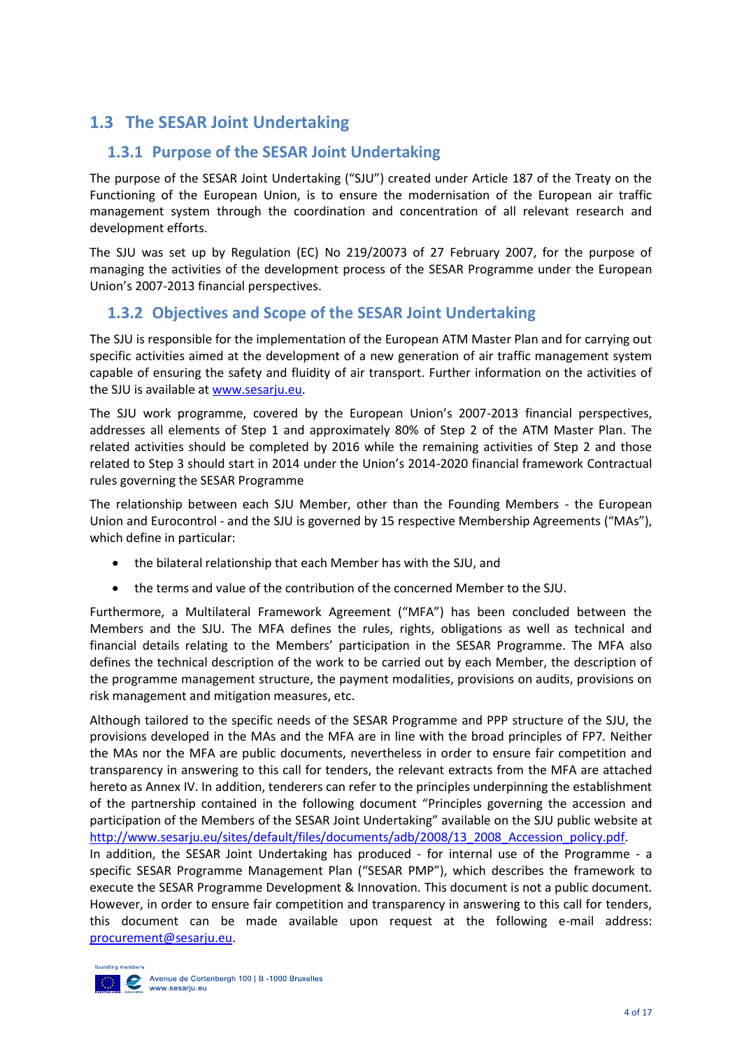## 1.3 The SESAR Joint Undertaking

### 1.3.1 Purpose of the SESAR Joint Undertaking

The purpose of the SESAR Joint Undertaking ("SJU") created under Article 187 of the Treaty on the Functioning of the European Union, is to ensure the modernisation of the European air traffic management system through the coordination and concentration of all relevant research and development efforts.

The SJU was set up by Regulation (EC) No 219/20073 of 27 February 2007, for the purpose of managing the activities of the development process of the SESAR Programme under the European Union's 2007-2013 financial perspectives.

### 1.3.2 Objectives and Scope of the SESAR Joint Undertaking

The SJU is responsible for the implementation of the European ATM Master Plan and for carrying out specific activities aimed at the development of a new generation of air traffic management system capable of ensuring the safety and fluidity of air transport. Further information on the activities of the SJU is available at www.sesarju.eu.

The SJU work programme, covered by the European Union's 2007-2013 financial perspectives, addresses all elements of Step 1 and approximately 80% of Step 2 of the ATM Master Plan. The related activities should be completed by 2016 while the remaining activities of Step 2 and those related to Step 3 should start in 2014 under the Union's 2014-2020 financial framework Contractual rules governing the SESAR Programme

The relationship between each SJU Member, other than the Founding Members - the European Union and Eurocontrol - and the SJU is governed by 15 respective Membership Agreements ("MAs"), which define in particular:

- the bilateral relationship that each Member has with the SJU, and
- the terms and value of the contribution of the concerned Member to the SJU.

Furthermore, a Multilateral Framework Agreement ("MFA") has been concluded between the Members and the SJU. The MFA defines the rules, rights, obligations as well as technical and financial details relating to the Members' participation in the SESAR Programme. The MFA also defines the technical description of the work to be carried out by each Member, the description of the programme management structure, the payment modalities, provisions on audits, provisions on risk management and mitigation measures, etc.

Although tailored to the specific needs of the SESAR Programme and PPP structure of the SJU, the provisions developed in the MAs and the MFA are in line with the broad principles of FP7. Neither the MAs nor the MFA are public documents, nevertheless in order to ensure fair competition and transparency in answering to this call for tenders, the relevant extracts from the MFA are attached hereto as Annex IV. In addition, tenderers can refer to the principles underpinning the establishment of the partnership contained in the following document "Principles governing the accession and participation of the Members of the SESAR Joint Undertaking" available on the SJU public website at http://www.sesarju.eu/sites/default/files/documents/adb/2008/13_2008_Accession_policy.pdf.
In addition, the SESAR Joint Undertaking has produced - for internal use of the Programme - a specific SESAR Programme Management Plan ("SESAR PMP"), which describes the framework to execute the SESAR Programme Development & Innovation. This document is not a public document. However, in order to ensure fair competition and transparency in answering to this call for tenders, this document can be made available upon request at the following e-mail address: procurement@sesarju.eu.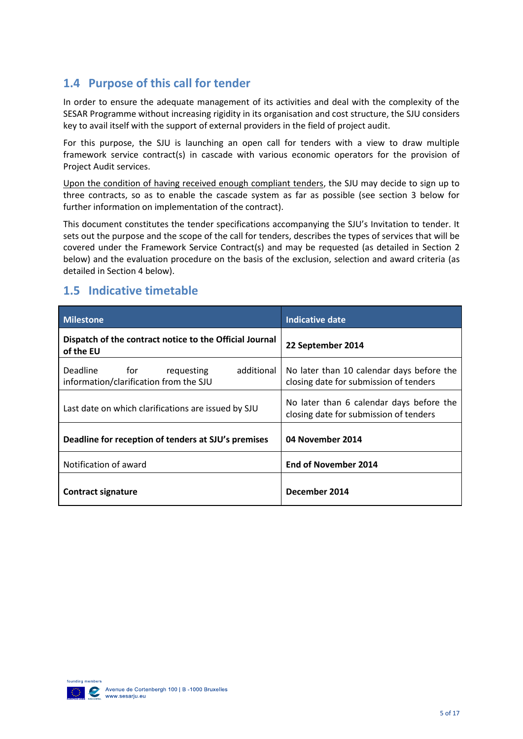## 1.4 Purpose of this call for tender

In order to ensure the adequate management of its activities and deal with the complexity of the SESAR Programme without increasing rigidity in its organisation and cost structure, the SJU considers key to avail itself with the support of external providers in the field of project audit.

For this purpose, the SJU is launching an open call for tenders with a view to draw multiple framework service contract(s) in cascade with various economic operators for the provision of Project Audit services.

<u>Upon the condition of having received enough compliant tenders</u>, the SJU may decide to sign up to three contracts, so as to enable the cascade system as far as possible (see section 3 below for further information on implementation of the contract).

This document constitutes the tender specifications accompanying the SJU's Invitation to tender. It sets out the purpose and the scope of the call for tenders, describes the types of services that will be covered under the Framework Service Contract(s) and may be requested (as detailed in Section 2 below) and the evaluation procedure on the basis of the exclusion, selection and award criteria (as detailed in Section 4 below).

## 1.5 Indicative timetable

| Milestone | Indicative date |
|---|---|
| **Dispatch of the contract notice to the Official Journal of the EU** | **22 September 2014** |
| Deadline for requesting additional information/clarification from the SJU | No later than 10 calendar days before the closing date for submission of tenders |
| Last date on which clarifications are issued by SJU | No later than 6 calendar days before the closing date for submission of tenders |
| **Deadline for reception of tenders at SJU's premises** | **04 November 2014** |
| Notification of award | **End of November 2014** |
| **Contract signature** | **December 2014** |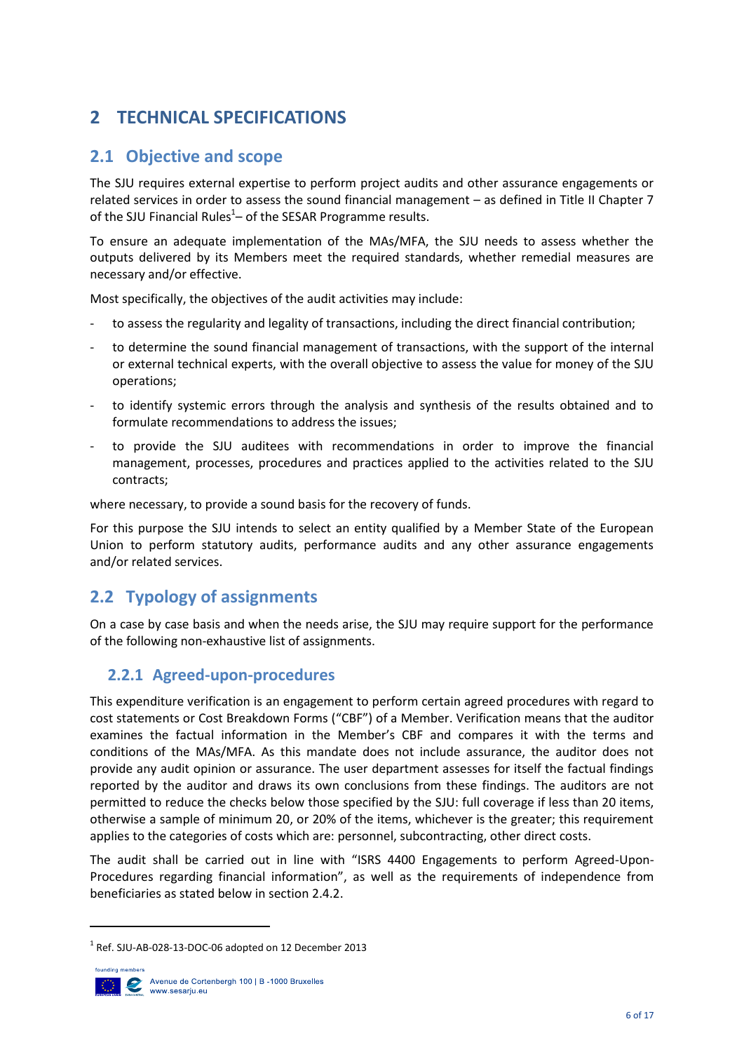# 2 TECHNICAL SPECIFICATIONS

## 2.1 Objective and scope

The SJU requires external expertise to perform project audits and other assurance engagements or related services in order to assess the sound financial management – as defined in Title II Chapter 7 of the SJU Financial Rules[1]– of the SESAR Programme results.

To ensure an adequate implementation of the MAs/MFA, the SJU needs to assess whether the outputs delivered by its Members meet the required standards, whether remedial measures are necessary and/or effective.

Most specifically, the objectives of the audit activities may include:

- to assess the regularity and legality of transactions, including the direct financial contribution;
- to determine the sound financial management of transactions, with the support of the internal or external technical experts, with the overall objective to assess the value for money of the SJU operations;
- to identify systemic errors through the analysis and synthesis of the results obtained and to formulate recommendations to address the issues;
- to provide the SJU auditees with recommendations in order to improve the financial management, processes, procedures and practices applied to the activities related to the SJU contracts;

where necessary, to provide a sound basis for the recovery of funds.

For this purpose the SJU intends to select an entity qualified by a Member State of the European Union to perform statutory audits, performance audits and any other assurance engagements and/or related services.

## 2.2 Typology of assignments

On a case by case basis and when the needs arise, the SJU may require support for the performance of the following non-exhaustive list of assignments.

### 2.2.1 Agreed-upon-procedures

This expenditure verification is an engagement to perform certain agreed procedures with regard to cost statements or Cost Breakdown Forms ("CBF") of a Member. Verification means that the auditor examines the factual information in the Member's CBF and compares it with the terms and conditions of the MAs/MFA. As this mandate does not include assurance, the auditor does not provide any audit opinion or assurance. The user department assesses for itself the factual findings reported by the auditor and draws its own conclusions from these findings. The auditors are not permitted to reduce the checks below those specified by the SJU: full coverage if less than 20 items, otherwise a sample of minimum 20, or 20% of the items, whichever is the greater; this requirement applies to the categories of costs which are: personnel, subcontracting, other direct costs.

The audit shall be carried out in line with "ISRS 4400 Engagements to perform Agreed-Upon-Procedures regarding financial information", as well as the requirements of independence from beneficiaries as stated below in section 2.4.2.

[1] Ref. SJU-AB-028-13-DOC-06 adopted on 12 December 2013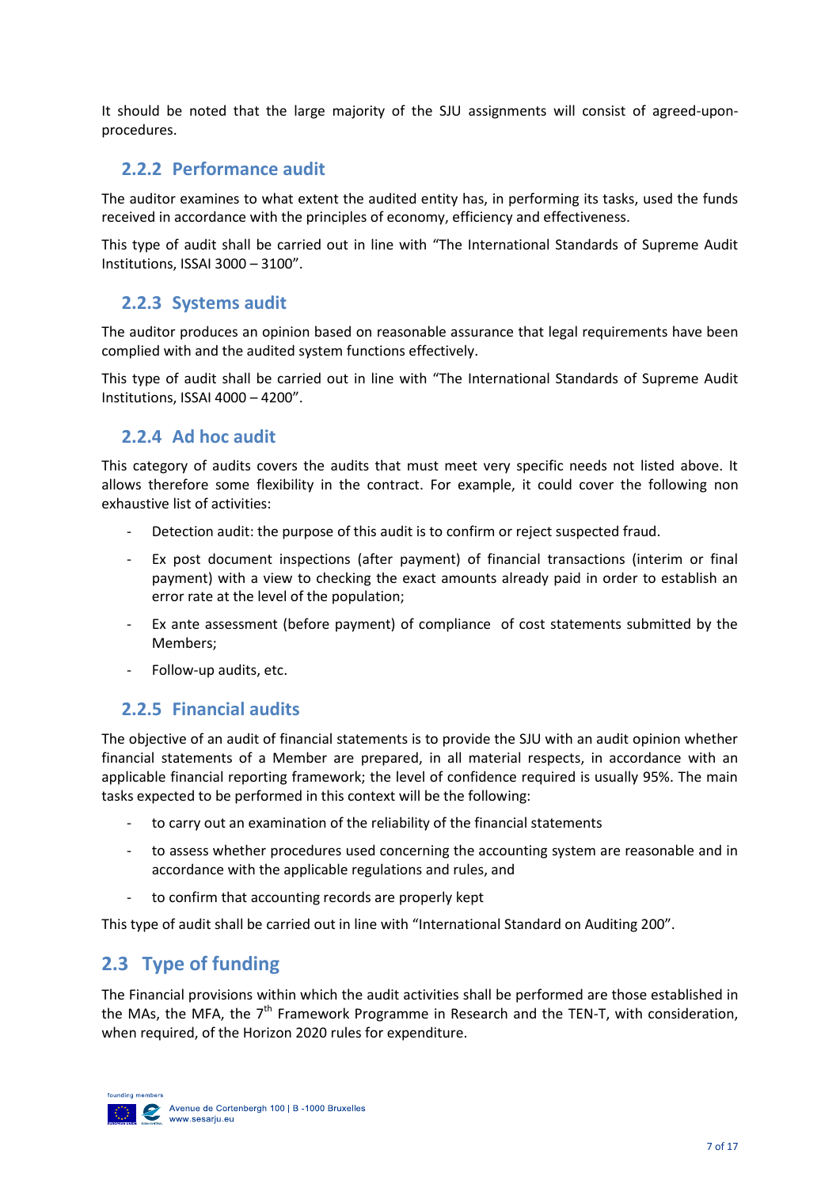It should be noted that the large majority of the SJU assignments will consist of agreed-upon-procedures.

### 2.2.2 Performance audit

The auditor examines to what extent the audited entity has, in performing its tasks, used the funds received in accordance with the principles of economy, efficiency and effectiveness.

This type of audit shall be carried out in line with "The International Standards of Supreme Audit Institutions, ISSAI 3000 – 3100".

### 2.2.3 Systems audit

The auditor produces an opinion based on reasonable assurance that legal requirements have been complied with and the audited system functions effectively.

This type of audit shall be carried out in line with "The International Standards of Supreme Audit Institutions, ISSAI 4000 – 4200".

### 2.2.4 Ad hoc audit

This category of audits covers the audits that must meet very specific needs not listed above. It allows therefore some flexibility in the contract. For example, it could cover the following non exhaustive list of activities:

- Detection audit: the purpose of this audit is to confirm or reject suspected fraud.
- Ex post document inspections (after payment) of financial transactions (interim or final payment) with a view to checking the exact amounts already paid in order to establish an error rate at the level of the population;
- Ex ante assessment (before payment) of compliance of cost statements submitted by the Members;
- Follow-up audits, etc.

### 2.2.5 Financial audits

The objective of an audit of financial statements is to provide the SJU with an audit opinion whether financial statements of a Member are prepared, in all material respects, in accordance with an applicable financial reporting framework; the level of confidence required is usually 95%. The main tasks expected to be performed in this context will be the following:

- to carry out an examination of the reliability of the financial statements
- to assess whether procedures used concerning the accounting system are reasonable and in accordance with the applicable regulations and rules, and
- to confirm that accounting records are properly kept

This type of audit shall be carried out in line with "International Standard on Auditing 200".

## 2.3 Type of funding

The Financial provisions within which the audit activities shall be performed are those established in the MAs, the MFA, the 7th Framework Programme in Research and the TEN-T, with consideration, when required, of the Horizon 2020 rules for expenditure.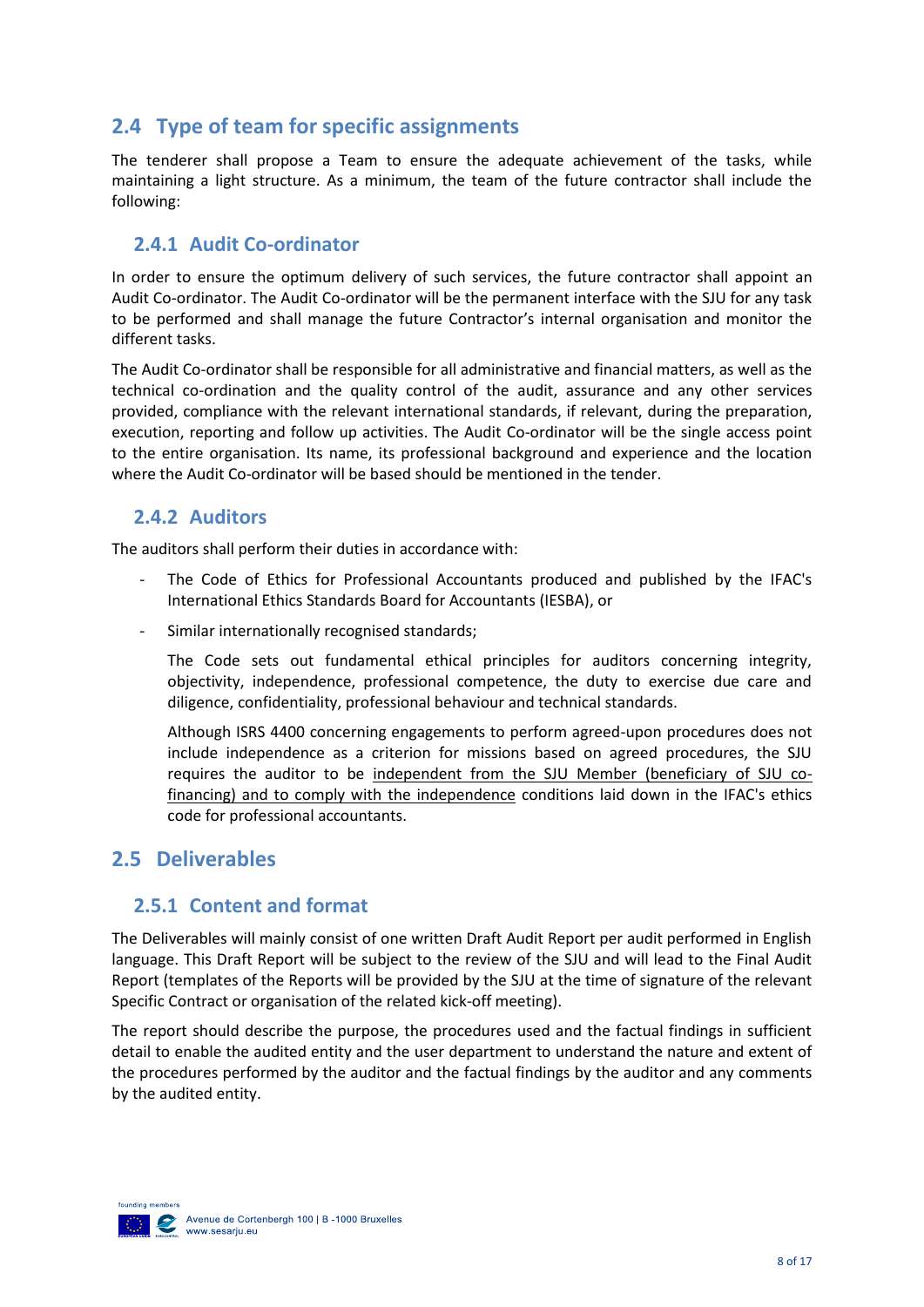## 2.4 Type of team for specific assignments

The tenderer shall propose a Team to ensure the adequate achievement of the tasks, while maintaining a light structure. As a minimum, the team of the future contractor shall include the following:

### 2.4.1 Audit Co-ordinator

In order to ensure the optimum delivery of such services, the future contractor shall appoint an Audit Co-ordinator. The Audit Co-ordinator will be the permanent interface with the SJU for any task to be performed and shall manage the future Contractor's internal organisation and monitor the different tasks.

The Audit Co-ordinator shall be responsible for all administrative and financial matters, as well as the technical co-ordination and the quality control of the audit, assurance and any other services provided, compliance with the relevant international standards, if relevant, during the preparation, execution, reporting and follow up activities. The Audit Co-ordinator will be the single access point to the entire organisation. Its name, its professional background and experience and the location where the Audit Co-ordinator will be based should be mentioned in the tender.

### 2.4.2 Auditors

The auditors shall perform their duties in accordance with:

- The Code of Ethics for Professional Accountants produced and published by the IFAC's International Ethics Standards Board for Accountants (IESBA), or
- Similar internationally recognised standards;

  The Code sets out fundamental ethical principles for auditors concerning integrity, objectivity, independence, professional competence, the duty to exercise due care and diligence, confidentiality, professional behaviour and technical standards.

  Although ISRS 4400 concerning engagements to perform agreed-upon procedures does not include independence as a criterion for missions based on agreed procedures, the SJU requires the auditor to be independent from the SJU Member (beneficiary of SJU co-financing) and to comply with the independence conditions laid down in the IFAC's ethics code for professional accountants.

## 2.5 Deliverables

### 2.5.1 Content and format

The Deliverables will mainly consist of one written Draft Audit Report per audit performed in English language. This Draft Report will be subject to the review of the SJU and will lead to the Final Audit Report (templates of the Reports will be provided by the SJU at the time of signature of the relevant Specific Contract or organisation of the related kick-off meeting).

The report should describe the purpose, the procedures used and the factual findings in sufficient detail to enable the audited entity and the user department to understand the nature and extent of the procedures performed by the auditor and the factual findings by the auditor and any comments by the audited entity.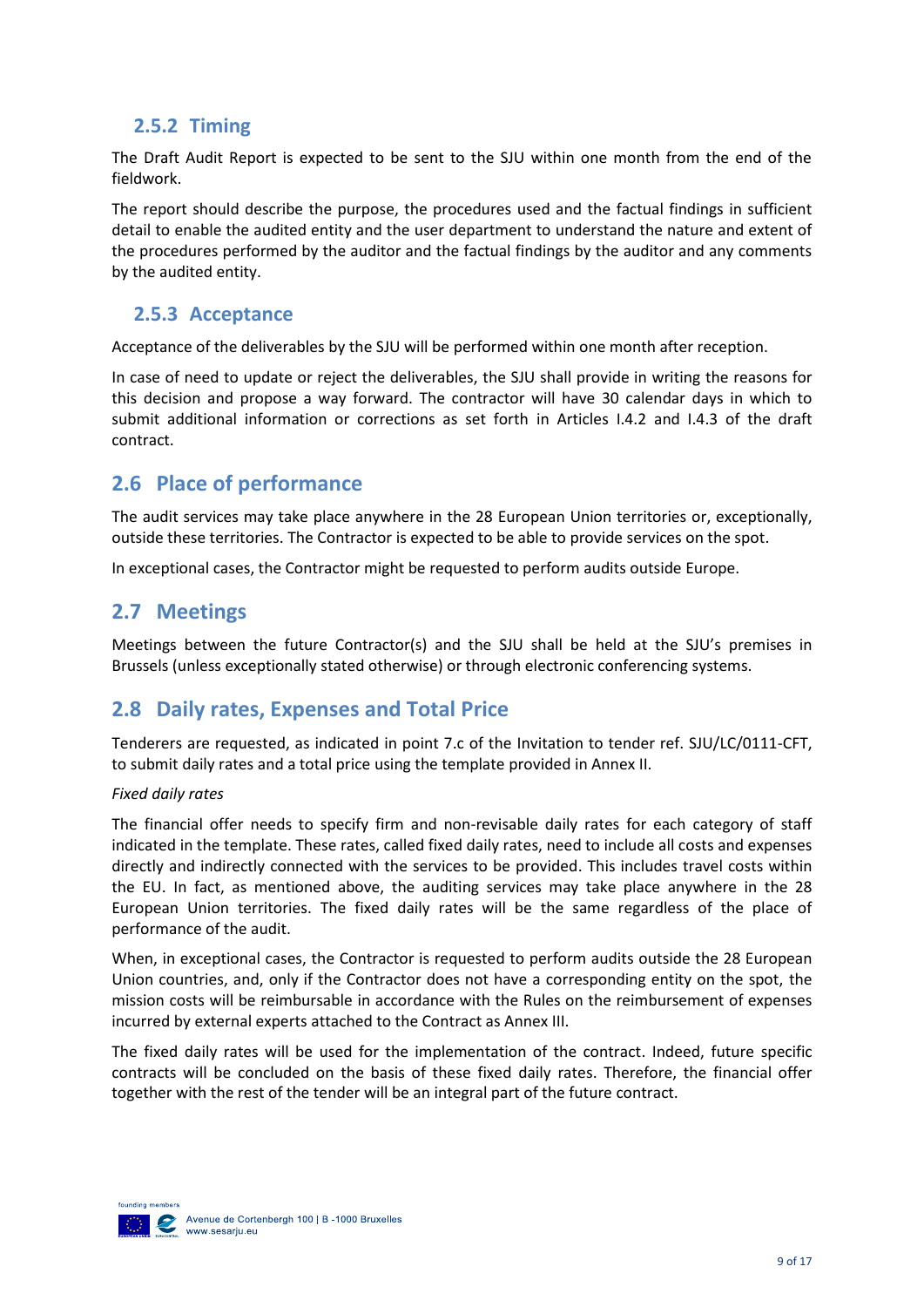### 2.5.2 Timing

The Draft Audit Report is expected to be sent to the SJU within one month from the end of the fieldwork.

The report should describe the purpose, the procedures used and the factual findings in sufficient detail to enable the audited entity and the user department to understand the nature and extent of the procedures performed by the auditor and the factual findings by the auditor and any comments by the audited entity.

### 2.5.3 Acceptance

Acceptance of the deliverables by the SJU will be performed within one month after reception.

In case of need to update or reject the deliverables, the SJU shall provide in writing the reasons for this decision and propose a way forward. The contractor will have 30 calendar days in which to submit additional information or corrections as set forth in Articles I.4.2 and I.4.3 of the draft contract.

## 2.6 Place of performance

The audit services may take place anywhere in the 28 European Union territories or, exceptionally, outside these territories. The Contractor is expected to be able to provide services on the spot.

In exceptional cases, the Contractor might be requested to perform audits outside Europe.

## 2.7 Meetings

Meetings between the future Contractor(s) and the SJU shall be held at the SJU's premises in Brussels (unless exceptionally stated otherwise) or through electronic conferencing systems.

## 2.8 Daily rates, Expenses and Total Price

Tenderers are requested, as indicated in point 7.c of the Invitation to tender ref. SJU/LC/0111-CFT, to submit daily rates and a total price using the template provided in Annex II.

*Fixed daily rates*

The financial offer needs to specify firm and non-revisable daily rates for each category of staff indicated in the template. These rates, called fixed daily rates, need to include all costs and expenses directly and indirectly connected with the services to be provided. This includes travel costs within the EU. In fact, as mentioned above, the auditing services may take place anywhere in the 28 European Union territories. The fixed daily rates will be the same regardless of the place of performance of the audit.

When, in exceptional cases, the Contractor is requested to perform audits outside the 28 European Union countries, and, only if the Contractor does not have a corresponding entity on the spot, the mission costs will be reimbursable in accordance with the Rules on the reimbursement of expenses incurred by external experts attached to the Contract as Annex III.

The fixed daily rates will be used for the implementation of the contract. Indeed, future specific contracts will be concluded on the basis of these fixed daily rates. Therefore, the financial offer together with the rest of the tender will be an integral part of the future contract.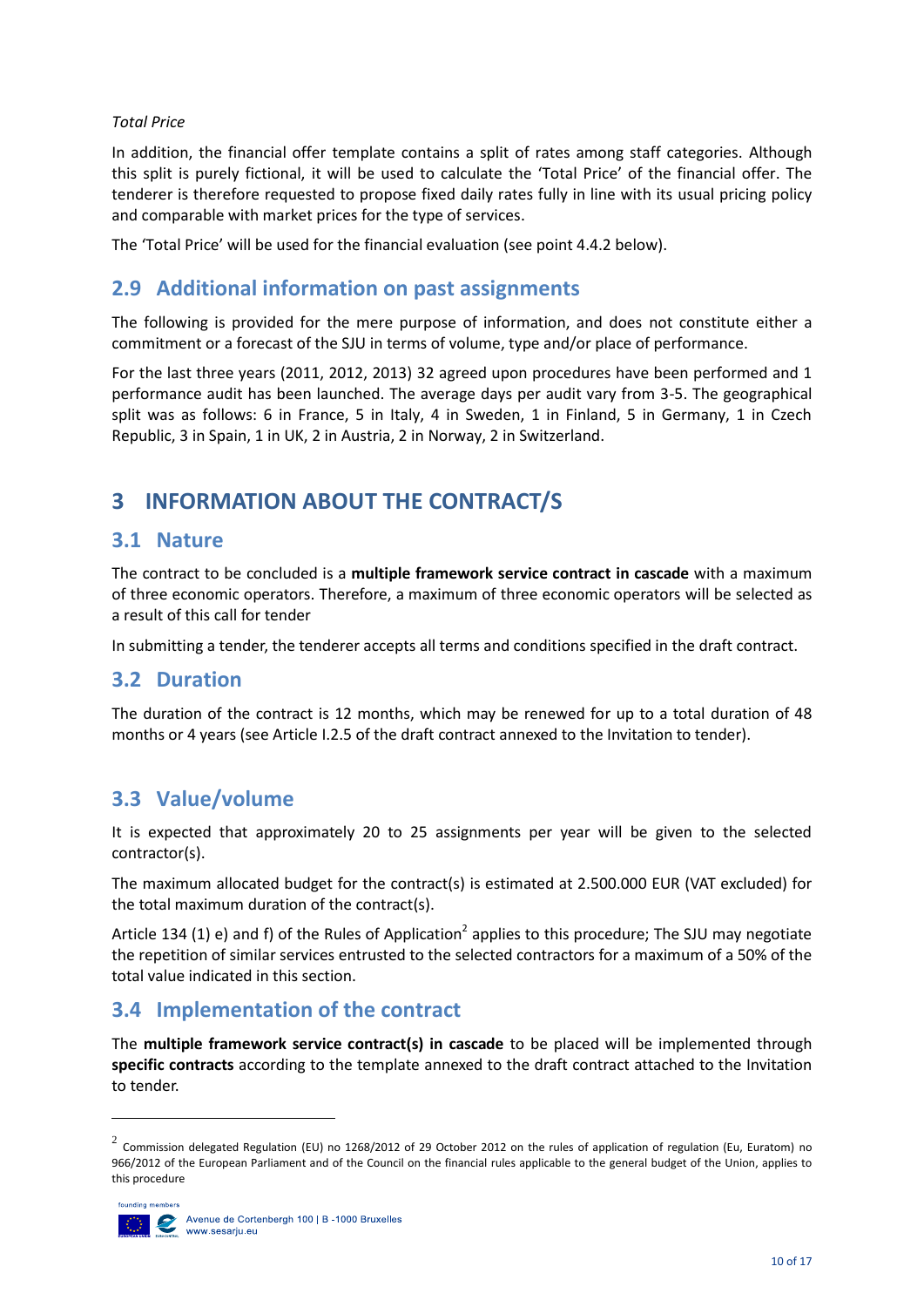*Total Price*

In addition, the financial offer template contains a split of rates among staff categories. Although this split is purely fictional, it will be used to calculate the 'Total Price' of the financial offer. The tenderer is therefore requested to propose fixed daily rates fully in line with its usual pricing policy and comparable with market prices for the type of services.

The 'Total Price' will be used for the financial evaluation (see point 4.4.2 below).

## 2.9 Additional information on past assignments

The following is provided for the mere purpose of information, and does not constitute either a commitment or a forecast of the SJU in terms of volume, type and/or place of performance.

For the last three years (2011, 2012, 2013) 32 agreed upon procedures have been performed and 1 performance audit has been launched. The average days per audit vary from 3-5. The geographical split was as follows: 6 in France, 5 in Italy, 4 in Sweden, 1 in Finland, 5 in Germany, 1 in Czech Republic, 3 in Spain, 1 in UK, 2 in Austria, 2 in Norway, 2 in Switzerland.

# 3 INFORMATION ABOUT THE CONTRACT/S

## 3.1 Nature

The contract to be concluded is a **multiple framework service contract in cascade** with a maximum of three economic operators. Therefore, a maximum of three economic operators will be selected as a result of this call for tender

In submitting a tender, the tenderer accepts all terms and conditions specified in the draft contract.

## 3.2 Duration

The duration of the contract is 12 months, which may be renewed for up to a total duration of 48 months or 4 years (see Article I.2.5 of the draft contract annexed to the Invitation to tender).

## 3.3 Value/volume

It is expected that approximately 20 to 25 assignments per year will be given to the selected contractor(s).

The maximum allocated budget for the contract(s) is estimated at 2.500.000 EUR (VAT excluded) for the total maximum duration of the contract(s).

Article 134 (1) e) and f) of the Rules of Application[2] applies to this procedure; The SJU may negotiate the repetition of similar services entrusted to the selected contractors for a maximum of a 50% of the total value indicated in this section.

## 3.4 Implementation of the contract

The **multiple framework service contract(s) in cascade** to be placed will be implemented through **specific contracts** according to the template annexed to the draft contract attached to the Invitation to tender.

---

[2] Commission delegated Regulation (EU) no 1268/2012 of 29 October 2012 on the rules of application of regulation (Eu, Euratom) no 966/2012 of the European Parliament and of the Council on the financial rules applicable to the general budget of the Union, applies to this procedure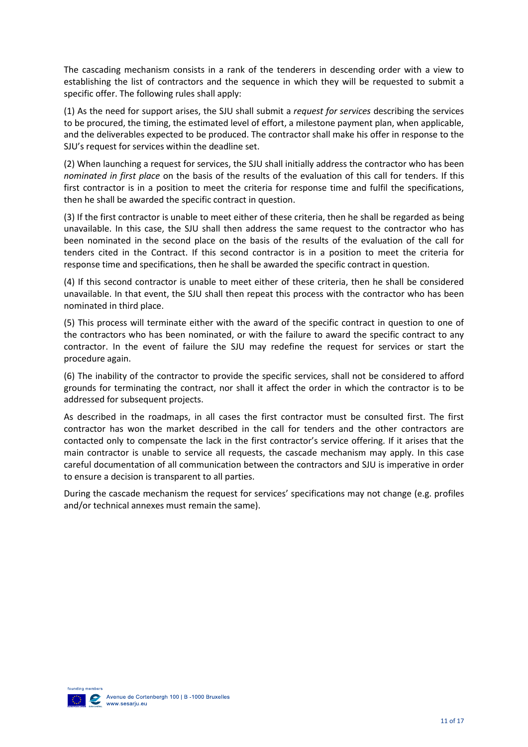The cascading mechanism consists in a rank of the tenderers in descending order with a view to establishing the list of contractors and the sequence in which they will be requested to submit a specific offer. The following rules shall apply:

(1) As the need for support arises, the SJU shall submit a *request for services* describing the services to be procured, the timing, the estimated level of effort, a milestone payment plan, when applicable, and the deliverables expected to be produced. The contractor shall make his offer in response to the SJU's request for services within the deadline set.

(2) When launching a request for services, the SJU shall initially address the contractor who has been *nominated in first place* on the basis of the results of the evaluation of this call for tenders. If this first contractor is in a position to meet the criteria for response time and fulfil the specifications, then he shall be awarded the specific contract in question.

(3) If the first contractor is unable to meet either of these criteria, then he shall be regarded as being unavailable. In this case, the SJU shall then address the same request to the contractor who has been nominated in the second place on the basis of the results of the evaluation of the call for tenders cited in the Contract. If this second contractor is in a position to meet the criteria for response time and specifications, then he shall be awarded the specific contract in question.

(4) If this second contractor is unable to meet either of these criteria, then he shall be considered unavailable. In that event, the SJU shall then repeat this process with the contractor who has been nominated in third place.

(5) This process will terminate either with the award of the specific contract in question to one of the contractors who has been nominated, or with the failure to award the specific contract to any contractor. In the event of failure the SJU may redefine the request for services or start the procedure again.

(6) The inability of the contractor to provide the specific services, shall not be considered to afford grounds for terminating the contract, nor shall it affect the order in which the contractor is to be addressed for subsequent projects.

As described in the roadmaps, in all cases the first contractor must be consulted first. The first contractor has won the market described in the call for tenders and the other contractors are contacted only to compensate the lack in the first contractor's service offering. If it arises that the main contractor is unable to service all requests, the cascade mechanism may apply. In this case careful documentation of all communication between the contractors and SJU is imperative in order to ensure a decision is transparent to all parties.

During the cascade mechanism the request for services' specifications may not change (e.g. profiles and/or technical annexes must remain the same).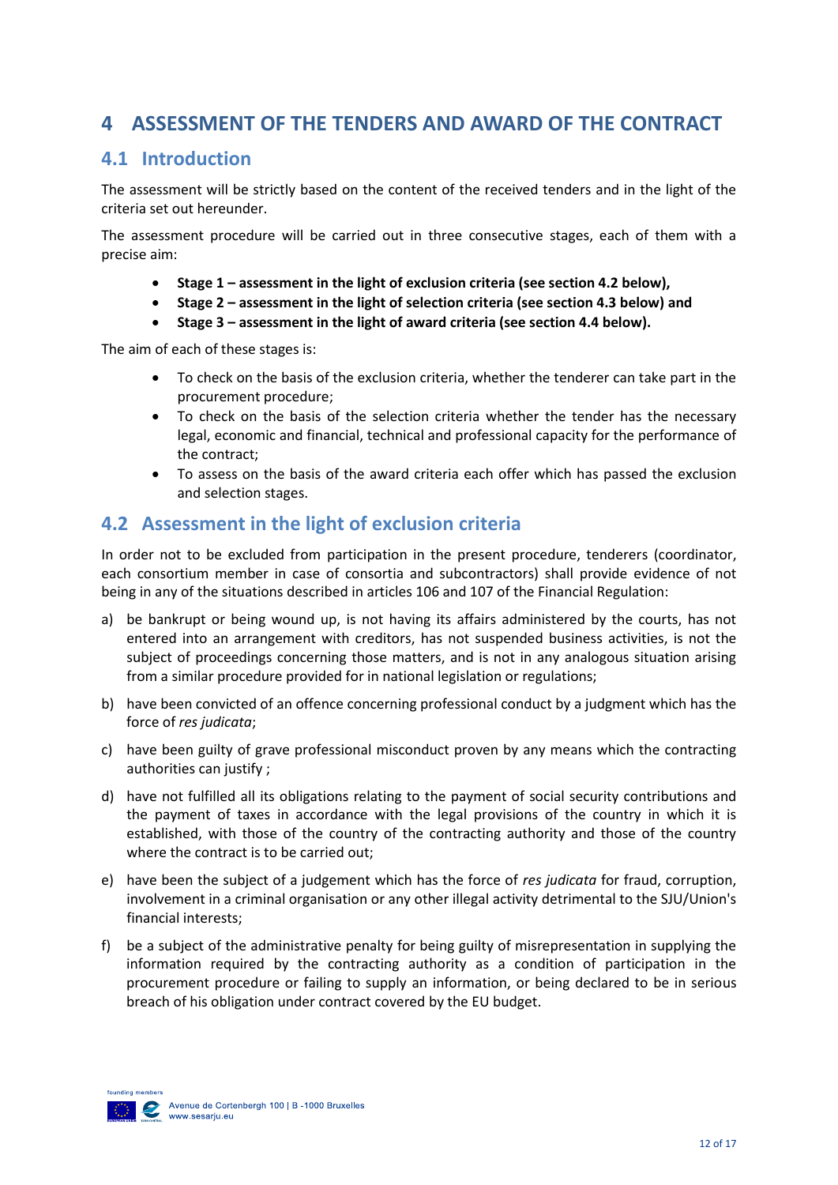# 4 ASSESSMENT OF THE TENDERS AND AWARD OF THE CONTRACT

## 4.1 Introduction

The assessment will be strictly based on the content of the received tenders and in the light of the criteria set out hereunder.

The assessment procedure will be carried out in three consecutive stages, each of them with a precise aim:

- **Stage 1 – assessment in the light of exclusion criteria (see section 4.2 below),**
- **Stage 2 – assessment in the light of selection criteria (see section 4.3 below) and**
- **Stage 3 – assessment in the light of award criteria (see section 4.4 below).**

The aim of each of these stages is:

- To check on the basis of the exclusion criteria, whether the tenderer can take part in the procurement procedure;
- To check on the basis of the selection criteria whether the tender has the necessary legal, economic and financial, technical and professional capacity for the performance of the contract;
- To assess on the basis of the award criteria each offer which has passed the exclusion and selection stages.

## 4.2 Assessment in the light of exclusion criteria

In order not to be excluded from participation in the present procedure, tenderers (coordinator, each consortium member in case of consortia and subcontractors) shall provide evidence of not being in any of the situations described in articles 106 and 107 of the Financial Regulation:

a) be bankrupt or being wound up, is not having its affairs administered by the courts, has not entered into an arrangement with creditors, has not suspended business activities, is not the subject of proceedings concerning those matters, and is not in any analogous situation arising from a similar procedure provided for in national legislation or regulations;

b) have been convicted of an offence concerning professional conduct by a judgment which has the force of *res judicata*;

c) have been guilty of grave professional misconduct proven by any means which the contracting authorities can justify ;

d) have not fulfilled all its obligations relating to the payment of social security contributions and the payment of taxes in accordance with the legal provisions of the country in which it is established, with those of the country of the contracting authority and those of the country where the contract is to be carried out;

e) have been the subject of a judgement which has the force of *res judicata* for fraud, corruption, involvement in a criminal organisation or any other illegal activity detrimental to the SJU/Union's financial interests;

f) be a subject of the administrative penalty for being guilty of misrepresentation in supplying the information required by the contracting authority as a condition of participation in the procurement procedure or failing to supply an information, or being declared to be in serious breach of his obligation under contract covered by the EU budget.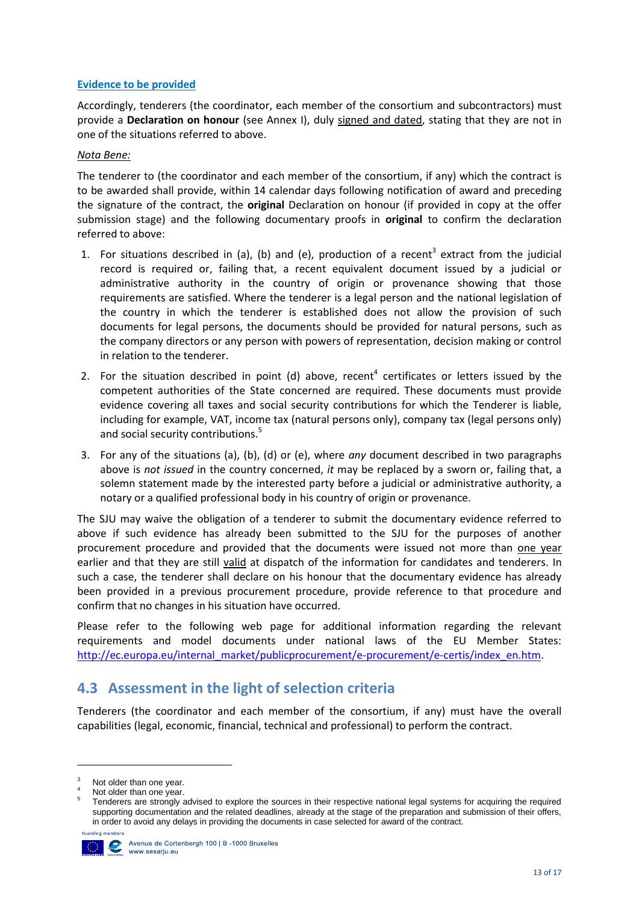**Evidence to be provided**

Accordingly, tenderers (the coordinator, each member of the consortium and subcontractors) must provide a **Declaration on honour** (see Annex I), duly signed and dated, stating that they are not in one of the situations referred to above.

*Nota Bene:*

The tenderer to (the coordinator and each member of the consortium, if any) which the contract is to be awarded shall provide, within 14 calendar days following notification of award and preceding the signature of the contract, the **original** Declaration on honour (if provided in copy at the offer submission stage) and the following documentary proofs in **original** to confirm the declaration referred to above:

1. For situations described in (a), (b) and (e), production of a recent[3] extract from the judicial record is required or, failing that, a recent equivalent document issued by a judicial or administrative authority in the country of origin or provenance showing that those requirements are satisfied. Where the tenderer is a legal person and the national legislation of the country in which the tenderer is established does not allow the provision of such documents for legal persons, the documents should be provided for natural persons, such as the company directors or any person with powers of representation, decision making or control in relation to the tenderer.
2. For the situation described in point (d) above, recent[4] certificates or letters issued by the competent authorities of the State concerned are required. These documents must provide evidence covering all taxes and social security contributions for which the Tenderer is liable, including for example, VAT, income tax (natural persons only), company tax (legal persons only) and social security contributions.[5]
3. For any of the situations (a), (b), (d) or (e), where *any* document described in two paragraphs above is *not issued* in the country concerned, *it* may be replaced by a sworn or, failing that, a solemn statement made by the interested party before a judicial or administrative authority, a notary or a qualified professional body in his country of origin or provenance.

The SJU may waive the obligation of a tenderer to submit the documentary evidence referred to above if such evidence has already been submitted to the SJU for the purposes of another procurement procedure and provided that the documents were issued not more than one year earlier and that they are still valid at dispatch of the information for candidates and tenderers. In such a case, the tenderer shall declare on his honour that the documentary evidence has already been provided in a previous procurement procedure, provide reference to that procedure and confirm that no changes in his situation have occurred.

Please refer to the following web page for additional information regarding the relevant requirements and model documents under national laws of the EU Member States: http://ec.europa.eu/internal_market/publicprocurement/e-procurement/e-certis/index_en.htm.

## 4.3 Assessment in the light of selection criteria

Tenderers (the coordinator and each member of the consortium, if any) must have the overall capabilities (legal, economic, financial, technical and professional) to perform the contract.

---

[3] Not older than one year.

[4] Not older than one year.

[5] Tenderers are strongly advised to explore the sources in their respective national legal systems for acquiring the required supporting documentation and the related deadlines, already at the stage of the preparation and submission of their offers, in order to avoid any delays in providing the documents in case selected for award of the contract.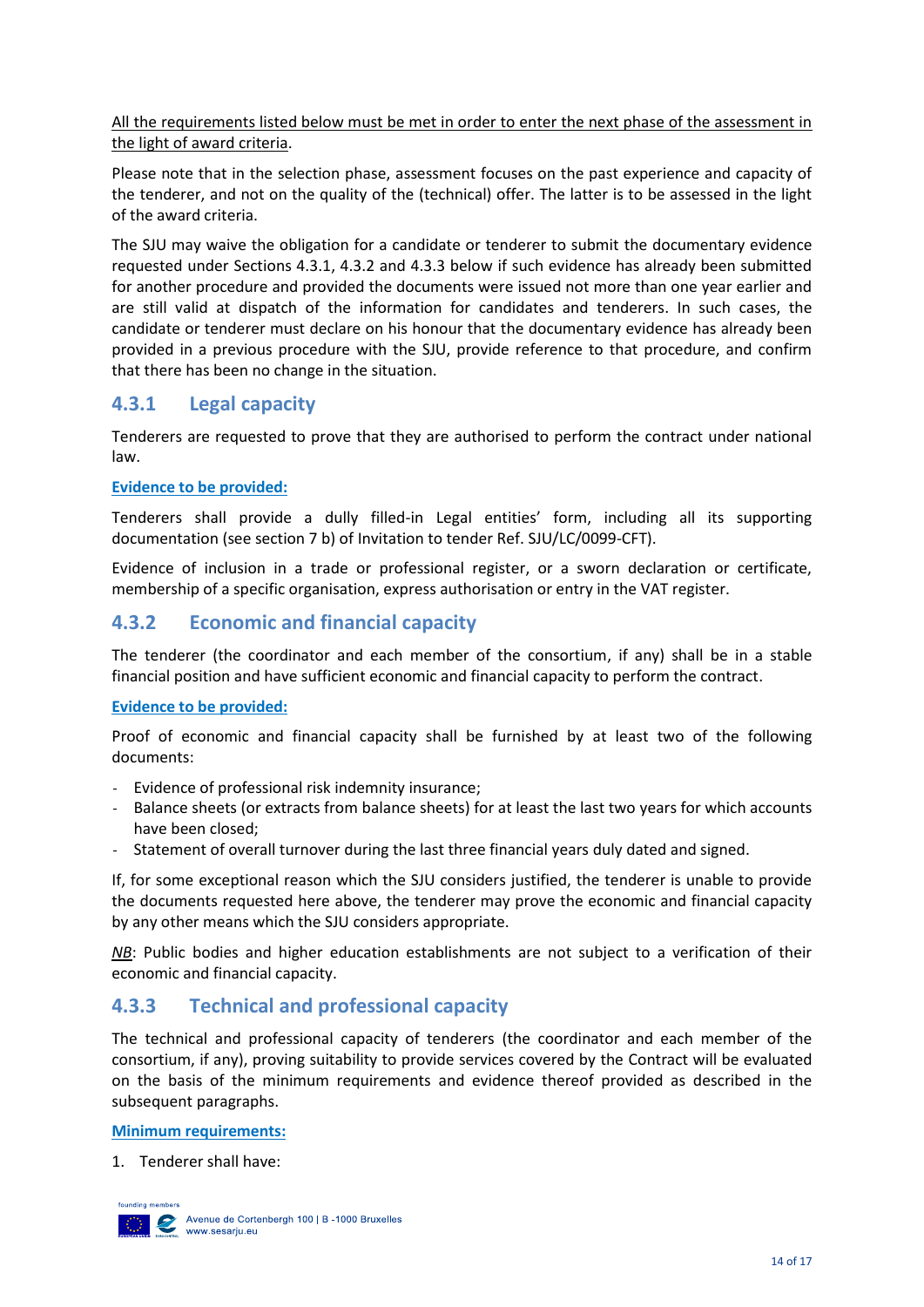All the requirements listed below must be met in order to enter the next phase of the assessment in the light of award criteria.

Please note that in the selection phase, assessment focuses on the past experience and capacity of the tenderer, and not on the quality of the (technical) offer. The latter is to be assessed in the light of the award criteria.

The SJU may waive the obligation for a candidate or tenderer to submit the documentary evidence requested under Sections 4.3.1, 4.3.2 and 4.3.3 below if such evidence has already been submitted for another procedure and provided the documents were issued not more than one year earlier and are still valid at dispatch of the information for candidates and tenderers. In such cases, the candidate or tenderer must declare on his honour that the documentary evidence has already been provided in a previous procedure with the SJU, provide reference to that procedure, and confirm that there has been no change in the situation.

### 4.3.1 Legal capacity

Tenderers are requested to prove that they are authorised to perform the contract under national law.

**Evidence to be provided:**

Tenderers shall provide a dully filled-in Legal entities' form, including all its supporting documentation (see section 7 b) of Invitation to tender Ref. SJU/LC/0099-CFT).

Evidence of inclusion in a trade or professional register, or a sworn declaration or certificate, membership of a specific organisation, express authorisation or entry in the VAT register.

### 4.3.2 Economic and financial capacity

The tenderer (the coordinator and each member of the consortium, if any) shall be in a stable financial position and have sufficient economic and financial capacity to perform the contract.

**Evidence to be provided:**

Proof of economic and financial capacity shall be furnished by at least two of the following documents:

- Evidence of professional risk indemnity insurance;
- Balance sheets (or extracts from balance sheets) for at least the last two years for which accounts have been closed;
- Statement of overall turnover during the last three financial years duly dated and signed.

If, for some exceptional reason which the SJU considers justified, the tenderer is unable to provide the documents requested here above, the tenderer may prove the economic and financial capacity by any other means which the SJU considers appropriate.

*NB*: Public bodies and higher education establishments are not subject to a verification of their economic and financial capacity.

### 4.3.3 Technical and professional capacity

The technical and professional capacity of tenderers (the coordinator and each member of the consortium, if any), proving suitability to provide services covered by the Contract will be evaluated on the basis of the minimum requirements and evidence thereof provided as described in the subsequent paragraphs.

**Minimum requirements:**

1. Tenderer shall have: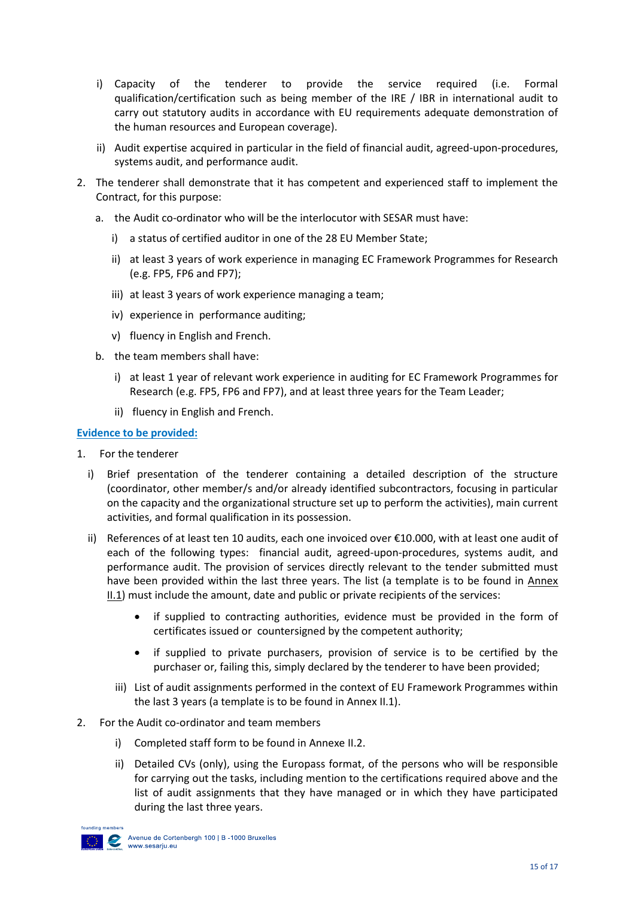i) Capacity of the tenderer to provide the service required (i.e. Formal qualification/certification such as being member of the IRE / IBR in international audit to carry out statutory audits in accordance with EU requirements adequate demonstration of the human resources and European coverage).

ii) Audit expertise acquired in particular in the field of financial audit, agreed-upon-procedures, systems audit, and performance audit.

2. The tenderer shall demonstrate that it has competent and experienced staff to implement the Contract, for this purpose:

   a. the Audit co-ordinator who will be the interlocutor with SESAR must have:

      i) a status of certified auditor in one of the 28 EU Member State;

      ii) at least 3 years of work experience in managing EC Framework Programmes for Research (e.g. FP5, FP6 and FP7);

      iii) at least 3 years of work experience managing a team;

      iv) experience in performance auditing;

      v) fluency in English and French.

   b. the team members shall have:

      i) at least 1 year of relevant work experience in auditing for EC Framework Programmes for Research (e.g. FP5, FP6 and FP7), and at least three years for the Team Leader;

      ii) fluency in English and French.

**Evidence to be provided:**

1. For the tenderer

   i) Brief presentation of the tenderer containing a detailed description of the structure (coordinator, other member/s and/or already identified subcontractors, focusing in particular on the capacity and the organizational structure set up to perform the activities), main current activities, and formal qualification in its possession.

   ii) References of at least ten 10 audits, each one invoiced over €10.000, with at least one audit of each of the following types: financial audit, agreed-upon-procedures, systems audit, and performance audit. The provision of services directly relevant to the tender submitted must have been provided within the last three years. The list (a template is to be found in Annex II.1) must include the amount, date and public or private recipients of the services:

      - if supplied to contracting authorities, evidence must be provided in the form of certificates issued or countersigned by the competent authority;
      - if supplied to private purchasers, provision of service is to be certified by the purchaser or, failing this, simply declared by the tenderer to have been provided;

   iii) List of audit assignments performed in the context of EU Framework Programmes within the last 3 years (a template is to be found in Annex II.1).

2. For the Audit co-ordinator and team members

   i) Completed staff form to be found in Annexe II.2.

   ii) Detailed CVs (only), using the Europass format, of the persons who will be responsible for carrying out the tasks, including mention to the certifications required above and the list of audit assignments that they have managed or in which they have participated during the last three years.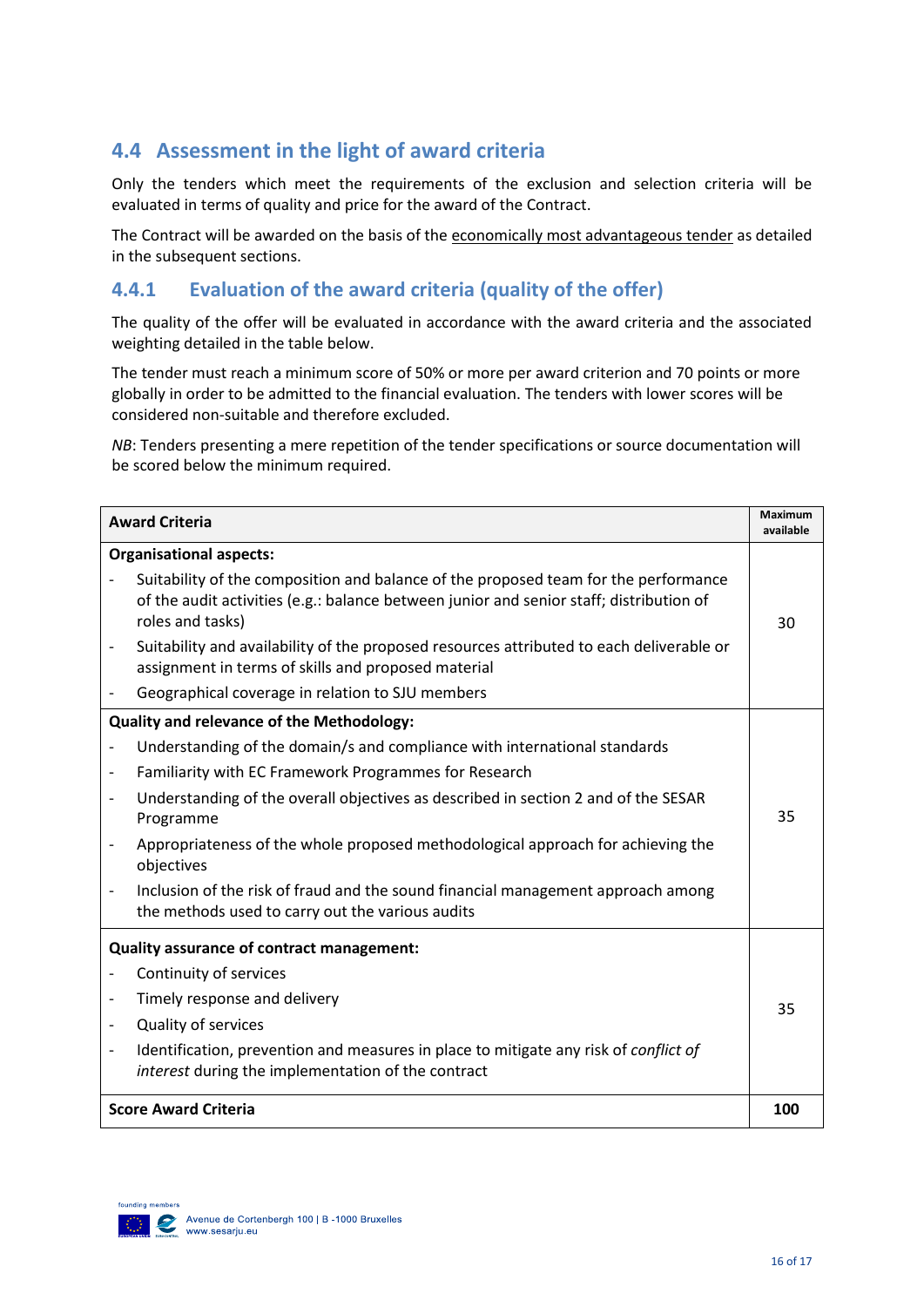## 4.4 Assessment in the light of award criteria

Only the tenders which meet the requirements of the exclusion and selection criteria will be evaluated in terms of quality and price for the award of the Contract.

The Contract will be awarded on the basis of the economically most advantageous tender as detailed in the subsequent sections.

### 4.4.1 Evaluation of the award criteria (quality of the offer)

The quality of the offer will be evaluated in accordance with the award criteria and the associated weighting detailed in the table below.

The tender must reach a minimum score of 50% or more per award criterion and 70 points or more globally in order to be admitted to the financial evaluation. The tenders with lower scores will be considered non-suitable and therefore excluded.

*NB*: Tenders presenting a mere repetition of the tender specifications or source documentation will be scored below the minimum required.

| **Award Criteria** | **Maximum available** |
|---|---|
| **Organisational aspects:**<br>- Suitability of the composition and balance of the proposed team for the performance of the audit activities (e.g.: balance between junior and senior staff; distribution of roles and tasks)<br>- Suitability and availability of the proposed resources attributed to each deliverable or assignment in terms of skills and proposed material<br>- Geographical coverage in relation to SJU members | 30 |
| **Quality and relevance of the Methodology:**<br>- Understanding of the domain/s and compliance with international standards<br>- Familiarity with EC Framework Programmes for Research<br>- Understanding of the overall objectives as described in section 2 and of the SESAR Programme<br>- Appropriateness of the whole proposed methodological approach for achieving the objectives<br>- Inclusion of the risk of fraud and the sound financial management approach among the methods used to carry out the various audits | 35 |
| **Quality assurance of contract management:**<br>- Continuity of services<br>- Timely response and delivery<br>- Quality of services<br>- Identification, prevention and measures in place to mitigate any risk of *conflict of interest* during the implementation of the contract | 35 |
| **Score Award Criteria** | **100** |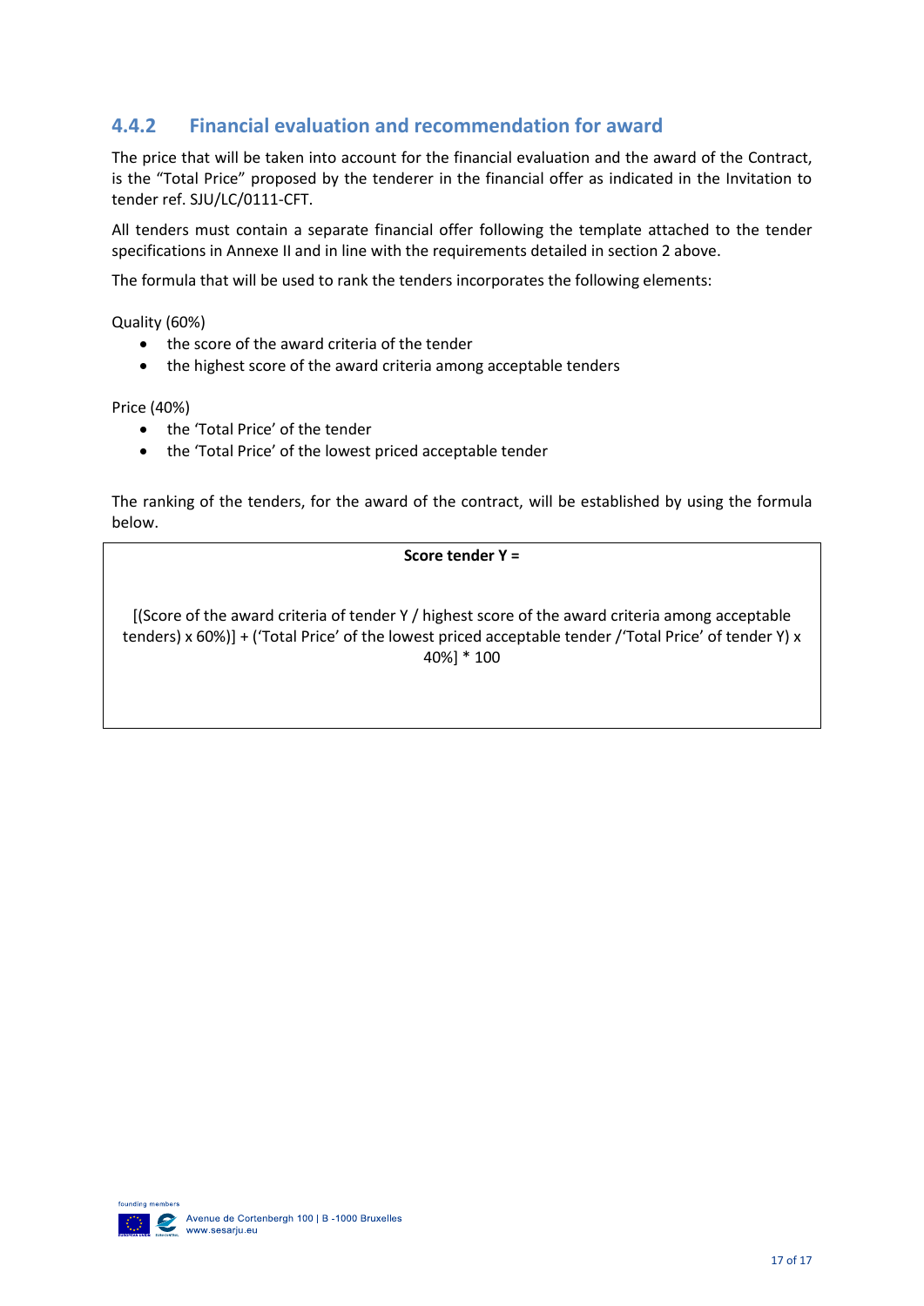### 4.4.2 Financial evaluation and recommendation for award

The price that will be taken into account for the financial evaluation and the award of the Contract, is the "Total Price" proposed by the tenderer in the financial offer as indicated in the Invitation to tender ref. SJU/LC/0111-CFT.

All tenders must contain a separate financial offer following the template attached to the tender specifications in Annexe II and in line with the requirements detailed in section 2 above.

The formula that will be used to rank the tenders incorporates the following elements:

Quality (60%)

- the score of the award criteria of the tender
- the highest score of the award criteria among acceptable tenders

Price (40%)

- the 'Total Price' of the tender
- the 'Total Price' of the lowest priced acceptable tender

The ranking of the tenders, for the award of the contract, will be established by using the formula below.

**Score tender Y =**

[(Score of the award criteria of tender Y / highest score of the award criteria among acceptable tenders) x 60%)] + ('Total Price' of the lowest priced acceptable tender /'Total Price' of tender Y) x 40%] * 100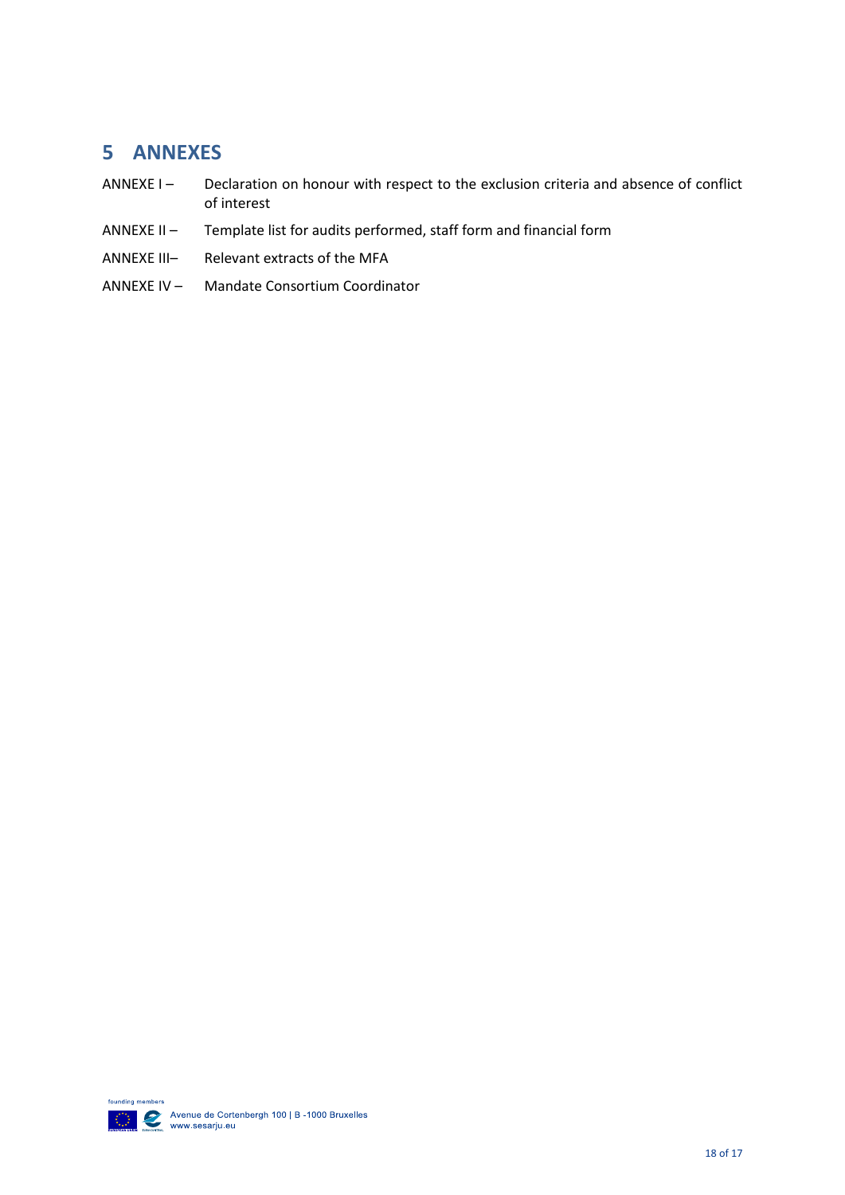# 5 ANNEXES

| | |
|---|---|
| ANNEXE I – | Declaration on honour with respect to the exclusion criteria and absence of conflict of interest |
| ANNEXE II – | Template list for audits performed, staff form and financial form |
| ANNEXE III– | Relevant extracts of the MFA |
| ANNEXE IV – | Mandate Consortium Coordinator |